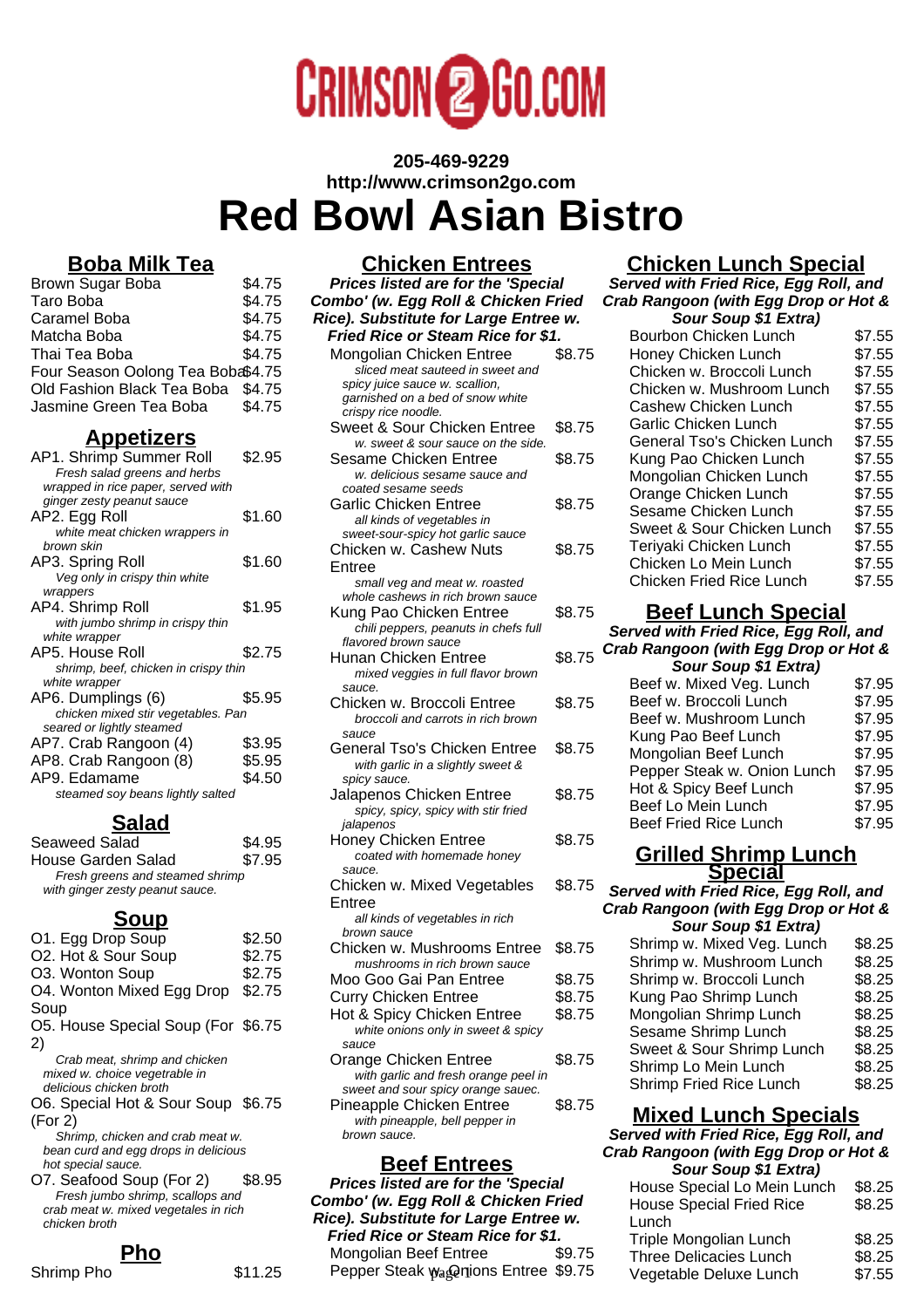CRIMSON2GO.COM

**205-469-9229**
**http://www.crimson2go.com**

# Red Bowl Asian Bistro

## Boba Milk Tea

| Item | Price |
|---|---|
| Brown Sugar Boba | $4.75 |
| Taro Boba | $4.75 |
| Caramel Boba | $4.75 |
| Matcha Boba | $4.75 |
| Thai Tea Boba | $4.75 |
| Four Season Oolong Tea Boba | $4.75 |
| Old Fashion Black Tea Boba | $4.75 |
| Jasmine Green Tea Boba | $4.75 |

## Appetizers

| Item | Price |
|---|---|
| AP1. Shrimp Summer Roll<br>*Fresh salad greens and herbs wrapped in rice paper, served with ginger zesty peanut sauce* | $2.95 |
| AP2. Egg Roll<br>*white meat chicken wrappers in brown skin* | $1.60 |
| AP3. Spring Roll<br>*Veg only in crispy thin white wrappers* | $1.60 |
| AP4. Shrimp Roll<br>*with jumbo shrimp in crispy thin white wrapper* | $1.95 |
| AP5. House Roll<br>*shrimp, beef, chicken in crispy thin white wrapper* | $2.75 |
| AP6. Dumplings (6)<br>*chicken mixed stir vegetables. Pan seared or lightly steamed* | $5.95 |
| AP7. Crab Rangoon (4) | $3.95 |
| AP8. Crab Rangoon (8) | $5.95 |
| AP9. Edamame<br>*steamed soy beans lightly salted* | $4.50 |

## Salad

| Item | Price |
|---|---|
| Seaweed Salad | $4.95 |
| House Garden Salad<br>*Fresh greens and steamed shrimp with ginger zesty peanut sauce.* | $7.95 |

## Soup

| Item | Price |
|---|---|
| O1. Egg Drop Soup | $2.50 |
| O2. Hot & Sour Soup | $2.75 |
| O3. Wonton Soup | $2.75 |
| O4. Wonton Mixed Egg Drop Soup | $2.75 |
| O5. House Special Soup (For 2)<br>*Crab meat, shrimp and chicken mixed w. choice vegetrable in delicious chicken broth* | $6.75 |
| O6. Special Hot & Sour Soup (For 2)<br>*Shrimp, chicken and crab meat w. bean curd and egg drops in delicious hot special sauce.* | $6.75 |
| O7. Seafood Soup (For 2)<br>*Fresh jumbo shrimp, scallops and crab meat w. mixed vegetales in rich chicken broth* | $8.95 |

## Pho

| Item | Price |
|---|---|
| Shrimp Pho | $11.25 |

## Chicken Entrees

***Prices listed are for the 'Special Combo' (w. Egg Roll & Chicken Fried Rice). Substitute for Large Entree w. Fried Rice or Steam Rice for $1.***

| Item | Price |
|---|---|
| Mongolian Chicken Entree<br>*sliced meat sauteed in sweet and spicy juice sauce w. scallion, garnished on a bed of snow white crispy rice noodle.* | $8.75 |
| Sweet & Sour Chicken Entree<br>*w. sweet & sour sauce on the side.* | $8.75 |
| Sesame Chicken Entree<br>*w. delicious sesame sauce and coated sesame seeds* | $8.75 |
| Garlic Chicken Entree<br>*all kinds of vegetables in sweet-sour-spicy hot garlic sauce* | $8.75 |
| Chicken w. Cashew Nuts Entree<br>*small veg and meat w. roasted whole cashews in rich brown sauce* | $8.75 |
| Kung Pao Chicken Entree<br>*chili peppers, peanuts in chefs full flavored brown sauce* | $8.75 |
| Hunan Chicken Entree<br>*mixed veggies in full flavor brown sauce.* | $8.75 |
| Chicken w. Broccoli Entree<br>*broccoli and carrots in rich brown sauce* | $8.75 |
| General Tso's Chicken Entree<br>*with garlic in a slightly sweet & spicy sauce.* | $8.75 |
| Jalapenos Chicken Entree<br>*spicy, spicy, spicy with stir fried jalapenos* | $8.75 |
| Honey Chicken Entree<br>*coated with homemade honey sauce.* | $8.75 |
| Chicken w. Mixed Vegetables Entree<br>*all kinds of vegetables in rich brown sauce* | $8.75 |
| Chicken w. Mushrooms Entree<br>*mushrooms in rich brown sauce* | $8.75 |
| Moo Goo Gai Pan Entree | $8.75 |
| Curry Chicken Entree | $8.75 |
| Hot & Spicy Chicken Entree<br>*white onions only in sweet & spicy sauce* | $8.75 |
| Orange Chicken Entree<br>*with garlic and fresh orange peel in sweet and sour spicy orange sauec.* | $8.75 |
| Pineapple Chicken Entree<br>*with pineapple, bell pepper in brown sauce.* | $8.75 |

## Beef Entrees

***Prices listed are for the 'Special Combo' (w. Egg Roll & Chicken Fried Rice). Substitute for Large Entree w. Fried Rice or Steam Rice for $1.***

| Item | Price |
|---|---|
| Mongolian Beef Entree | $9.75 |
| Pepper Steak w. Onions Entree | $9.75 |

## Chicken Lunch Special

***Served with Fried Rice, Egg Roll, and Crab Rangoon (with Egg Drop or Hot & Sour Soup $1 Extra)***

| Item | Price |
|---|---|
| Bourbon Chicken Lunch | $7.55 |
| Honey Chicken Lunch | $7.55 |
| Chicken w. Broccoli Lunch | $7.55 |
| Chicken w. Mushroom Lunch | $7.55 |
| Cashew Chicken Lunch | $7.55 |
| Garlic Chicken Lunch | $7.55 |
| General Tso's Chicken Lunch | $7.55 |
| Kung Pao Chicken Lunch | $7.55 |
| Mongolian Chicken Lunch | $7.55 |
| Orange Chicken Lunch | $7.55 |
| Sesame Chicken Lunch | $7.55 |
| Sweet & Sour Chicken Lunch | $7.55 |
| Teriyaki Chicken Lunch | $7.55 |
| Chicken Lo Mein Lunch | $7.55 |
| Chicken Fried Rice Lunch | $7.55 |

## Beef Lunch Special

***Served with Fried Rice, Egg Roll, and Crab Rangoon (with Egg Drop or Hot & Sour Soup $1 Extra)***

| Item | Price |
|---|---|
| Beef w. Mixed Veg. Lunch | $7.95 |
| Beef w. Broccoli Lunch | $7.95 |
| Beef w. Mushroom Lunch | $7.95 |
| Kung Pao Beef Lunch | $7.95 |
| Mongolian Beef Lunch | $7.95 |
| Pepper Steak w. Onion Lunch | $7.95 |
| Hot & Spicy Beef Lunch | $7.95 |
| Beef Lo Mein Lunch | $7.95 |
| Beef Fried Rice Lunch | $7.95 |

## Grilled Shrimp Lunch Special

***Served with Fried Rice, Egg Roll, and Crab Rangoon (with Egg Drop or Hot & Sour Soup $1 Extra)***

| Item | Price |
|---|---|
| Shrimp w. Mixed Veg. Lunch | $8.25 |
| Shrimp w. Mushroom Lunch | $8.25 |
| Shrimp w. Broccoli Lunch | $8.25 |
| Kung Pao Shrimp Lunch | $8.25 |
| Mongolian Shrimp Lunch | $8.25 |
| Sesame Shrimp Lunch | $8.25 |
| Sweet & Sour Shrimp Lunch | $8.25 |
| Shrimp Lo Mein Lunch | $8.25 |
| Shrimp Fried Rice Lunch | $8.25 |

## Mixed Lunch Specials

***Served with Fried Rice, Egg Roll, and Crab Rangoon (with Egg Drop or Hot & Sour Soup $1 Extra)***

| Item | Price |
|---|---|
| House Special Lo Mein Lunch | $8.25 |
| House Special Fried Rice Lunch | $8.25 |
| Triple Mongolian Lunch | $8.25 |
| Three Delicacies Lunch | $8.25 |
| Vegetable Deluxe Lunch | $7.55 |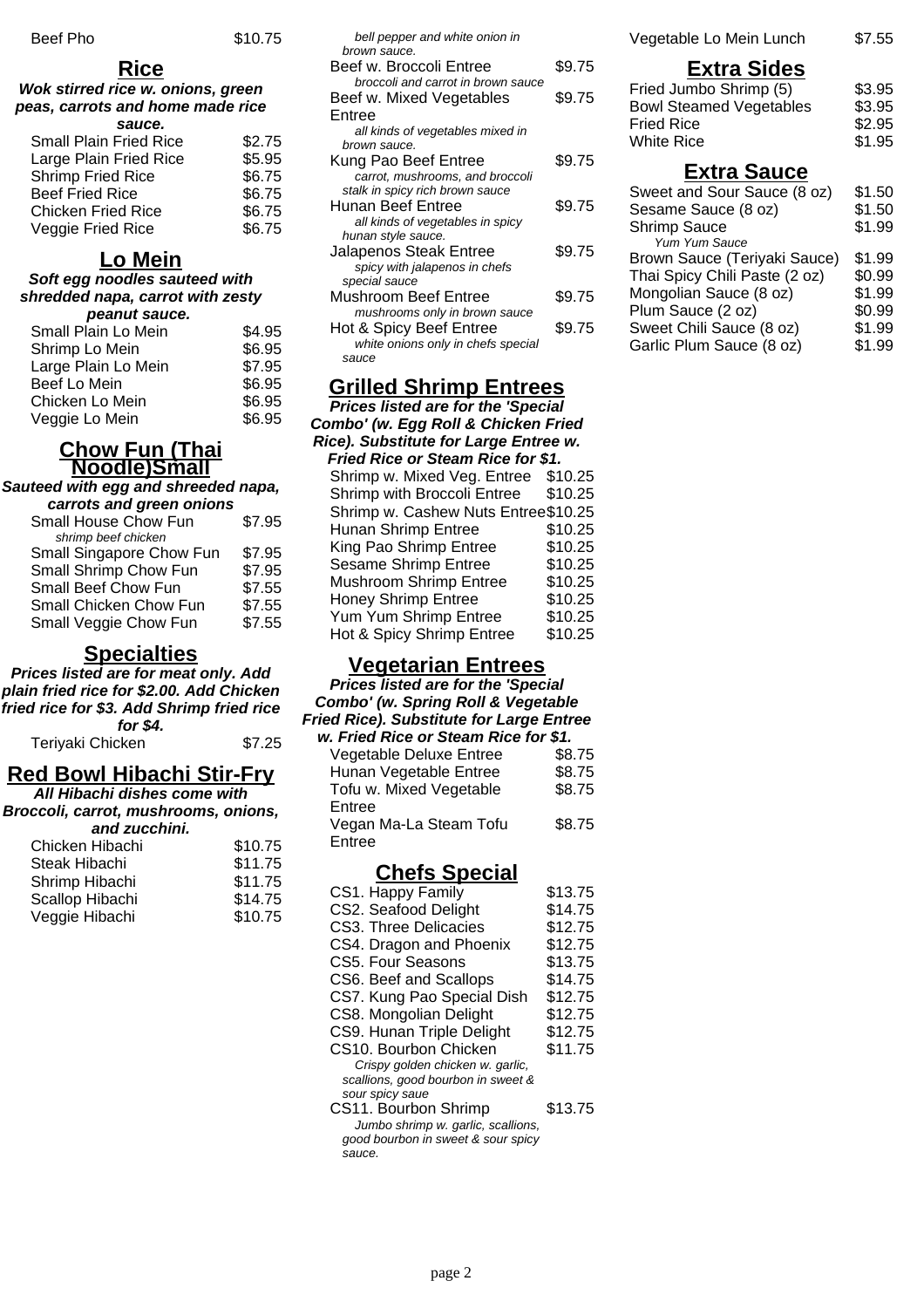| | |
|---|---|
| Beef Pho | $10.75 |

## Rice

***Wok stirred rice w. onions, green peas, carrots and home made rice sauce.***

| | |
|---|---|
| Small Plain Fried Rice | $2.75 |
| Large Plain Fried Rice | $5.95 |
| Shrimp Fried Rice | $6.75 |
| Beef Fried Rice | $6.75 |
| Chicken Fried Rice | $6.75 |
| Veggie Fried Rice | $6.75 |

## Lo Mein

***Soft egg noodles sauteed with shredded napa, carrot with zesty peanut sauce.***

| | |
|---|---|
| Small Plain Lo Mein | $4.95 |
| Shrimp Lo Mein | $6.95 |
| Large Plain Lo Mein | $7.95 |
| Beef Lo Mein | $6.95 |
| Chicken Lo Mein | $6.95 |
| Veggie Lo Mein | $6.95 |

## Chow Fun (Thai Noodle)Small

***Sauteed with egg and shreeded napa, carrots and green onions***

| | |
|---|---|
| Small House Chow Fun *shrimp beef chicken* | $7.95 |
| Small Singapore Chow Fun | $7.95 |
| Small Shrimp Chow Fun | $7.95 |
| Small Beef Chow Fun | $7.55 |
| Small Chicken Chow Fun | $7.55 |
| Small Veggie Chow Fun | $7.55 |

## Specialties

***Prices listed are for meat only. Add plain fried rice for $2.00. Add Chicken fried rice for $3. Add Shrimp fried rice for $4.***

| | |
|---|---|
| Teriyaki Chicken | $7.25 |

## Red Bowl Hibachi Stir-Fry

***All Hibachi dishes come with Broccoli, carrot, mushrooms, onions, and zucchini.***

| | |
|---|---|
| Chicken Hibachi | $10.75 |
| Steak Hibachi | $11.75 |
| Shrimp Hibachi | $11.75 |
| Scallop Hibachi | $14.75 |
| Veggie Hibachi | $10.75 |

*bell pepper and white onion in brown sauce.*

| | |
|---|---|
| Beef w. Broccoli Entree *broccoli and carrot in brown sauce* | $9.75 |
| Beef w. Mixed Vegetables Entree *all kinds of vegetables mixed in brown sauce.* | $9.75 |
| Kung Pao Beef Entree *carrot, mushrooms, and broccoli stalk in spicy rich brown sauce* | $9.75 |
| Hunan Beef Entree *all kinds of vegetables in spicy hunan style sauce.* | $9.75 |
| Jalapenos Steak Entree *spicy with jalapenos in chefs special sauce* | $9.75 |
| Mushroom Beef Entree *mushrooms only in brown sauce* | $9.75 |
| Hot & Spicy Beef Entree *white onions only in chefs special sauce* | $9.75 |

## Grilled Shrimp Entrees

***Prices listed are for the 'Special Combo' (w. Egg Roll & Chicken Fried Rice). Substitute for Large Entree w. Fried Rice or Steam Rice for $1.***

| | |
|---|---|
| Shrimp w. Mixed Veg. Entree | $10.25 |
| Shrimp with Broccoli Entree | $10.25 |
| Shrimp w. Cashew Nuts Entree | $10.25 |
| Hunan Shrimp Entree | $10.25 |
| King Pao Shrimp Entree | $10.25 |
| Sesame Shrimp Entree | $10.25 |
| Mushroom Shrimp Entree | $10.25 |
| Honey Shrimp Entree | $10.25 |
| Yum Yum Shrimp Entree | $10.25 |
| Hot & Spicy Shrimp Entree | $10.25 |

## Vegetarian Entrees

***Prices listed are for the 'Special Combo' (w. Spring Roll & Vegetable Fried Rice). Substitute for Large Entree w. Fried Rice or Steam Rice for $1.***

| | |
|---|---|
| Vegetable Deluxe Entree | $8.75 |
| Hunan Vegetable Entree | $8.75 |
| Tofu w. Mixed Vegetable Entree | $8.75 |
| Vegan Ma-La Steam Tofu Entree | $8.75 |

## Chefs Special

| | |
|---|---|
| CS1. Happy Family | $13.75 |
| CS2. Seafood Delight | $14.75 |
| CS3. Three Delicacies | $12.75 |
| CS4. Dragon and Phoenix | $12.75 |
| CS5. Four Seasons | $13.75 |
| CS6. Beef and Scallops | $14.75 |
| CS7. Kung Pao Special Dish | $12.75 |
| CS8. Mongolian Delight | $12.75 |
| CS9. Hunan Triple Delight | $12.75 |
| CS10. Bourbon Chicken *Crispy golden chicken w. garlic, scallions, good bourbon in sweet & sour spicy saue* | $11.75 |
| CS11. Bourbon Shrimp *Jumbo shrimp w. garlic, scallions, good bourbon in sweet & sour spicy sauce.* | $13.75 |

| | |
|---|---|
| Vegetable Lo Mein Lunch | $7.55 |

## Extra Sides

| | |
|---|---|
| Fried Jumbo Shrimp (5) | $3.95 |
| Bowl Steamed Vegetables | $3.95 |
| Fried Rice | $2.95 |
| White Rice | $1.95 |

## Extra Sauce

| | |
|---|---|
| Sweet and Sour Sauce (8 oz) | $1.50 |
| Sesame Sauce (8 oz) | $1.50 |
| Shrimp Sauce *Yum Yum Sauce* | $1.99 |
| Brown Sauce (Teriyaki Sauce) | $1.99 |
| Thai Spicy Chili Paste (2 oz) | $0.99 |
| Mongolian Sauce (8 oz) | $1.99 |
| Plum Sauce (2 oz) | $0.99 |
| Sweet Chili Sauce (8 oz) | $1.99 |
| Garlic Plum Sauce (8 oz) | $1.99 |